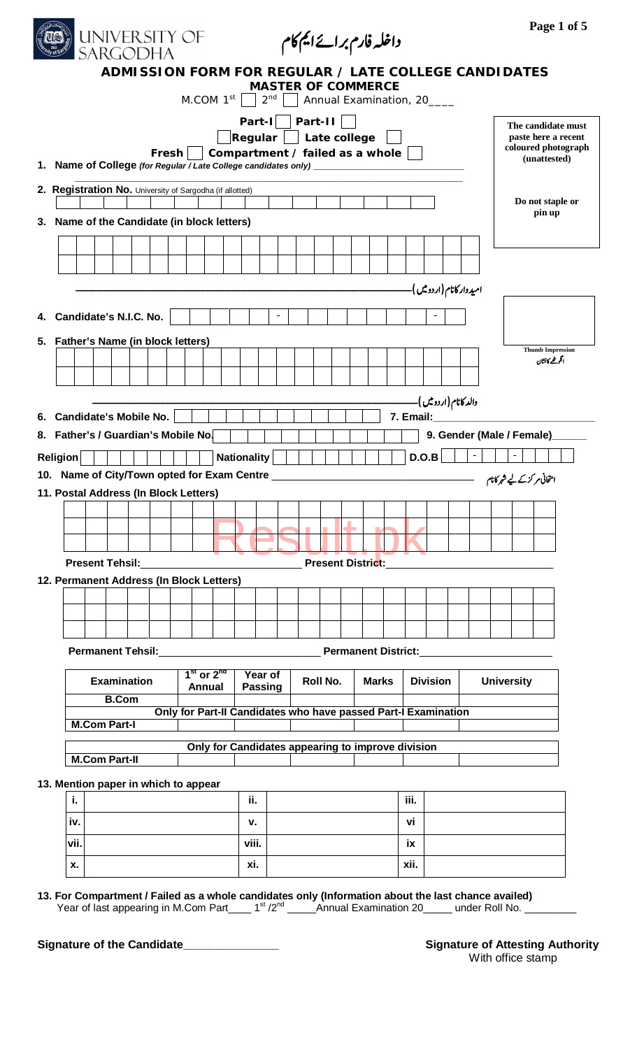UNIVERSITY OF SARGODHA

داخلہ فارم برائے ایم کام

# ADMISSION FORM FOR REGULAR / LATE COLLEGE CANDIDATES

## MASTER OF COMMERCE

M.COM 1st ☐ 2nd ☐ Annual Examination, 20____

Part-I ☐ Part-II ☐

☐ Regular ☐ Late college ☐

Fresh ☐ Compartment / failed as a whole ☐

The candidate must paste here a recent coloured photograph (unattested)

Do not staple or pin up

1. **Name of College** *(for Regular / Late College candidates only)* ______________________________

2. **Registration No.** University of Sargodha (if allotted) ______________________________

3. **Name of the Candidate (in block letters)** ______________________________

امیدوار کا نام (اردو میں) ______________________________

4. **Candidate's N.I.C. No.** _____-_______-_

Thumb Impression
انگوٹھے کا نشان

5. **Father's Name (in block letters)** ______________________________

والد کا نام (اردو میں) ______________________________

6. **Candidate's Mobile No.** ______________ 7. **Email:** ______________

8. **Father's / Guardian's Mobile No.** ______________ 9. **Gender (Male / Female)**______

**Religion** ______________ **Nationality** ______________ **D.O.B** __-__-____

10. **Name of City/Town opted for Exam Centre** ______________________________ امتحانی مرکز کے لیے شہر کا نام

11. **Postal Address (In Block Letters)** ______________________________

**Present Tehsil:**______________________ **Present District:**______________________

12. **Permanent Address (In Block Letters)** ______________________________

**Permanent Tehsil:**______________________ **Permanent District:**______________________

| Examination | 1st or 2nd Annual | Year of Passing | Roll No. | Marks | Division | University |
|---|---|---|---|---|---|---|
| B.Com | | | | | | |
| **Only for Part-II Candidates who have passed Part-I Examination** | | | | | | |
| M.Com Part-I | | | | | | |
| **Only for Candidates appearing to improve division** | | | | | | |
| M.Com Part-II | | | | | | |

13. **Mention paper in which to appear**

| | | | | | |
|---|---|---|---|---|---|
| i. | | ii. | | iii. | |
| iv. | | v. | | vi | |
| vii. | | viii. | | ix | |
| x. | | xi. | | xii. | |

13. **For Compartment / Failed as a whole candidates only (Information about the last chance availed)**
Year of last appearing in M.Com Part____ 1st /2nd _____Annual Examination 20_____ under Roll No. _________

**Signature of the Candidate**_______________

**Signature of Attesting Authority**
With office stamp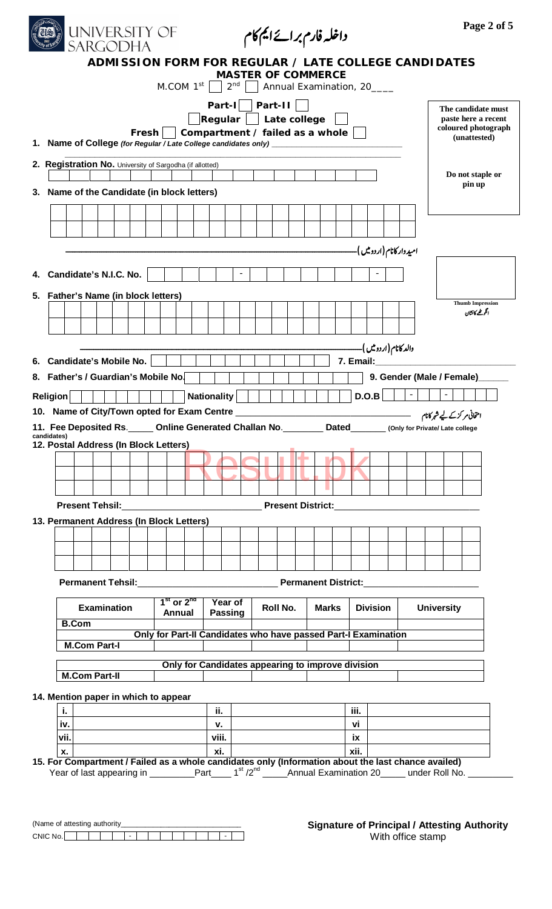UNIVERSITY OF SARGODHA

داخلہ فارم برائے ایم کام

# ADMISSION FORM FOR REGULAR / LATE COLLEGE CANDIDATES

## MASTER OF COMMERCE

M.COM 1st ☐ 2nd ☐ Annual Examination, 20____

Part-I ☐ Part-II ☐

☐ Regular ☐ Late college ☐

Fresh ☐ Compartment / failed as a whole ☐

**The candidate must paste here a recent coloured photograph (unattested)**

**Do not staple or pin up**

1. **Name of College** *(for Regular / Late College candidates only)* ____________________

2. **Registration No.** University of Sargodha (if allotted)

3. **Name of the Candidate (in block letters)**

امیدوار کا نام (اردو میں) ____________________

4. **Candidate's N.I.C. No.** ☐☐☐☐☐ - ☐☐☐☐☐☐☐ - ☐

**Thumb Impression** انگوٹھے کا نشان

5. **Father's Name (in block letters)**

والد کا نام (اردو میں) ____________________

6. **Candidate's Mobile No.** ____________________ 7. **Email:** ____________________

8. **Father's / Guardian's Mobile No.** ____________________ 9. **Gender (Male / Female)** ______

**Religion** ____________ **Nationality** ____________ **D.O.B** ☐☐-☐☐-☐☐☐☐

10. **Name of City/Town opted for Exam Centre** ____________________ امتحانی مرکز کے لیے شہر کا نام

11. **Fee Deposited Rs.**_____ **Online Generated Challan No.**________ **Dated**_______ (Only for Private/ Late college candidates)

12. **Postal Address (In Block Letters)**

**Present Tehsil:**____________________ **Present District:**____________________

13. **Permanent Address (In Block Letters)**

**Permanent Tehsil:**____________________ **Permanent District:**____________________

| Examination | 1st or 2nd Annual | Year of Passing | Roll No. | Marks | Division | University |
|---|---|---|---|---|---|---|
| B.Com | | | | | | |
| Only for Part-II Candidates who have passed Part-I Examination | | | | | | |
| M.Com Part-I | | | | | | |
| Only for Candidates appearing to improve division | | | | | | |
| M.Com Part-II | | | | | | |

14. **Mention paper in which to appear**

| i. | | ii. | | iii. | |
|---|---|---|---|---|---|
| iv. | | v. | | vi | |
| vii. | | viii. | | ix | |
| x. | | xi. | | xii. | |

15. **For Compartment / Failed as a whole candidates only (Information about the last chance availed)**
Year of last appearing in _________Part____ 1st /2nd _____Annual Examination 20_____ under Roll No. _________

(Name of attesting authority____________________________

CNIC No. ☐☐☐☐☐ - ☐☐☐☐☐☐☐ - ☐

**Signature of Principal / Attesting Authority**
With office stamp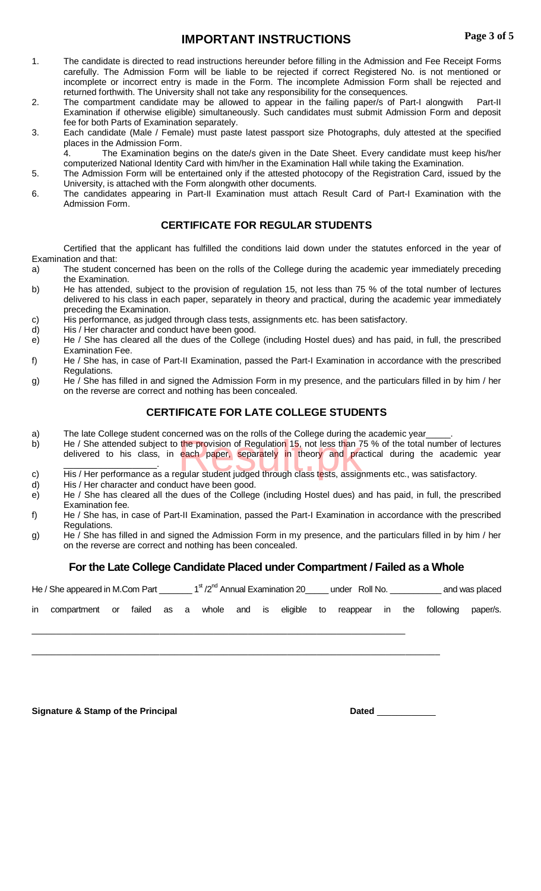# IMPORTANT INSTRUCTIONS

1. The candidate is directed to read instructions hereunder before filling in the Admission and Fee Receipt Forms carefully. The Admission Form will be liable to be rejected if correct Registered No. is not mentioned or incomplete or incorrect entry is made in the Form. The incomplete Admission Form shall be rejected and returned forthwith. The University shall not take any responsibility for the consequences.
2. The compartment candidate may be allowed to appear in the failing paper/s of Part-I alongwith Part-II Examination if otherwise eligible) simultaneously. Such candidates must submit Admission Form and deposit fee for both Parts of Examination separately.
3. Each candidate (Male / Female) must paste latest passport size Photographs, duly attested at the specified places in the Admission Form.
4. The Examination begins on the date/s given in the Date Sheet. Every candidate must keep his/her computerized National Identity Card with him/her in the Examination Hall while taking the Examination.
5. The Admission Form will be entertained only if the attested photocopy of the Registration Card, issued by the University, is attached with the Form alongwith other documents.
6. The candidates appearing in Part-II Examination must attach Result Card of Part-I Examination with the Admission Form.

## CERTIFICATE FOR REGULAR STUDENTS

Certified that the applicant has fulfilled the conditions laid down under the statutes enforced in the year of Examination and that:

a) The student concerned has been on the rolls of the College during the academic year immediately preceding the Examination.
b) He has attended, subject to the provision of regulation 15, not less than 75 % of the total number of lectures delivered to his class in each paper, separately in theory and practical, during the academic year immediately preceding the Examination.
c) His performance, as judged through class tests, assignments etc. has been satisfactory.
d) His / Her character and conduct have been good.
e) He / She has cleared all the dues of the College (including Hostel dues) and has paid, in full, the prescribed Examination Fee.
f) He / She has, in case of Part-II Examination, passed the Part-I Examination in accordance with the prescribed Regulations.
g) He / She has filled in and signed the Admission Form in my presence, and the particulars filled in by him / her on the reverse are correct and nothing has been concealed.

## CERTIFICATE FOR LATE COLLEGE STUDENTS

a) The late College student concerned was on the rolls of the College during the academic year_____.
b) He / She attended subject to the provision of Regulation 15, not less than 75 % of the total number of lectures delivered to his class, in each paper, separately in theory and practical during the academic year _______________.
c) His / Her performance as a regular student judged through class tests, assignments etc., was satisfactory.
d) His / Her character and conduct have been good.
e) He / She has cleared all the dues of the College (including Hostel dues) and has paid, in full, the prescribed Examination fee.
f) He / She has, in case of Part-II Examination, passed the Part-I Examination in accordance with the prescribed Regulations.
g) He / She has filled in and signed the Admission Form in my presence, and the particulars filled in by him / her on the reverse are correct and nothing has been concealed.

## For the Late College Candidate Placed under Compartment / Failed as a Whole

He / She appeared in M.Com Part _______ 1st /2nd Annual Examination 20_____ under Roll No. ___________ and was placed in compartment or failed as a whole and is eligible to reappear in the following paper/s.

______________________________________________________________________________

______________________________________________________________________________

**Signature & Stamp of the Principal** **Dated** ____________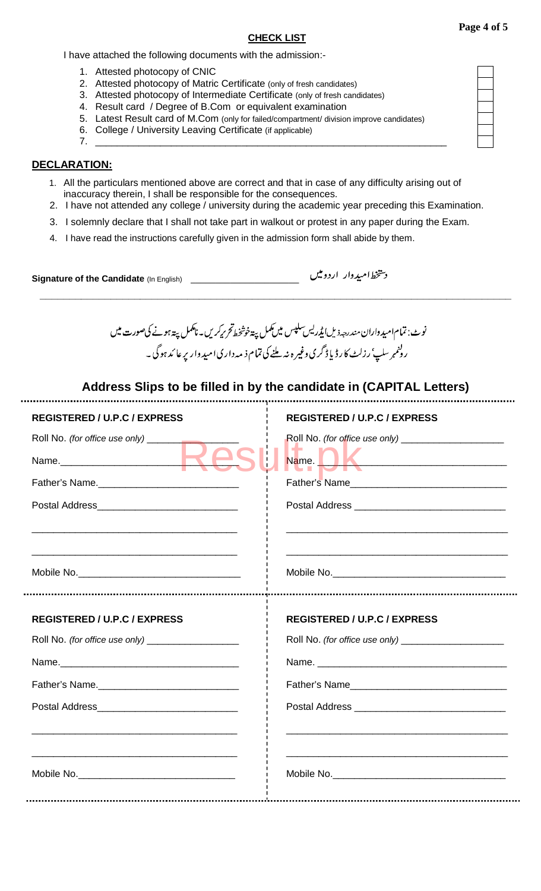## CHECK LIST

I have attached the following documents with the admission:-

1. Attested photocopy of CNIC
2. Attested photocopy of Matric Certificate (only of fresh candidates)
3. Attested photocopy of Intermediate Certificate (only of fresh candidates)
4. Result card / Degree of B.Com or equivalent examination
5. Latest Result card of M.Com (only for failed/compartment/ division improve candidates)
6. College / University Leaving Certificate (if applicable)
7. ______________________________________________________________

## DECLARATION:

1. All the particulars mentioned above are correct and that in case of any difficulty arising out of inaccuracy therein, I shall be responsible for the consequences.
2. I have not attended any college / university during the academic year preceding this Examination.
3. I solemnly declare that I shall not take part in walkout or protest in any paper during the Exam.
4. I have read the instructions carefully given in the admission form shall abide by them.

**Signature of the Candidate** (In English) ____________________ دستخط امیدوار اردو میں

نوٹ: تمام امیدواران مندرجہ ذیل ایڈریس سلپس میں مکمل پتہ خوشخط تحریر کریں۔ نامکمل پتہ ہونے کی صورت میں رولنمبر سلپ، رزلٹ کارڈ یا ڈگری وغیرہ نہ ملنے کی تمام ذمہ داری امیدوار پر عائد ہوگی۔

## Address Slips to be filled in by the candidate in (CAPITAL Letters)

**REGISTERED / U.P.C / EXPRESS**

Roll No. *(for office use only)* ________________

Name.______________________________

Father's Name.________________________

Postal Address________________________

____________________________________

____________________________________

Mobile No.____________________________

**REGISTERED / U.P.C / EXPRESS**

Roll No. *(for office use only)* __________________

Name. ________________________________

Father's Name___________________________

Postal Address __________________________

______________________________________

______________________________________

Mobile No.______________________________

**REGISTERED / U.P.C / EXPRESS**

Roll No. *(for office use only)* ________________

Name.______________________________

Father's Name.________________________

Postal Address________________________

____________________________________

____________________________________

Mobile No.____________________________

**REGISTERED / U.P.C / EXPRESS**

Roll No. *(for office use only)* __________________

Name. ________________________________

Father's Name___________________________

Postal Address __________________________

______________________________________

______________________________________

Mobile No.______________________________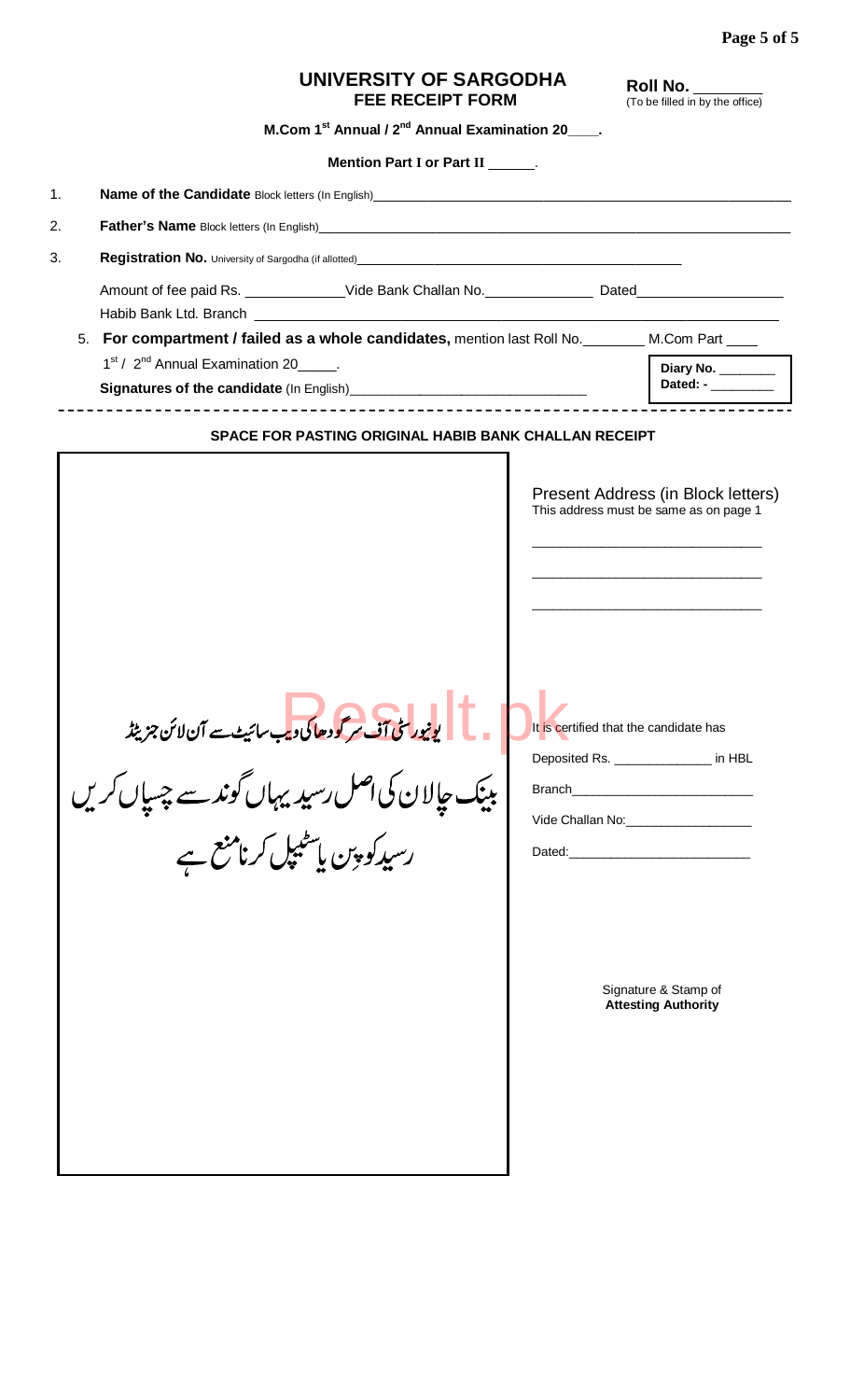# UNIVERSITY OF SARGODHA
## FEE RECEIPT FORM

**Roll No.** ________
(To be filled in by the office)

**M.Com 1st Annual / 2nd Annual Examination 20____.**

**Mention Part I or Part II ______.**

1. **Name of the Candidate** Block letters (In English)______________________________________________
2. **Father's Name** Block letters (In English)______________________________________________
3. **Registration No.** University of Sargodha (if allotted)______________________________________________

   Amount of fee paid Rs. _____________Vide Bank Challan No.______________ Dated___________________

   Habib Bank Ltd. Branch ______________________________________________

5. **For compartment / failed as a whole candidates,** mention last Roll No.________ M.Com Part ____

   1st / 2nd Annual Examination 20_____.

   **Signatures of the candidate** (In English)_______________________________

**Diary No.** ________
**Dated: -** ________

---

**SPACE FOR PASTING ORIGINAL HABIB BANK CHALLAN RECEIPT**

| | |
|---|---|
| یونیورسٹی آف سرگودھا کی ویب سائیٹ سے آن لائن جنریٹڈ بینک چالان کی اصل رسید یہاں گوند سے چسپاں کریں رسید کو پن یا سٹیپل کرنا منع ہے | Present Address (in Block letters)<br>This address must be same as on page 1<br>______________________________<br>______________________________<br>______________________________<br><br>It is certified that the candidate has<br>Deposited Rs. _____________ in HBL<br>Branch________________________<br>Vide Challan No:_________________<br>Dated:________________________<br><br>Signature & Stamp of<br>**Attesting Authority** |

Result.pk